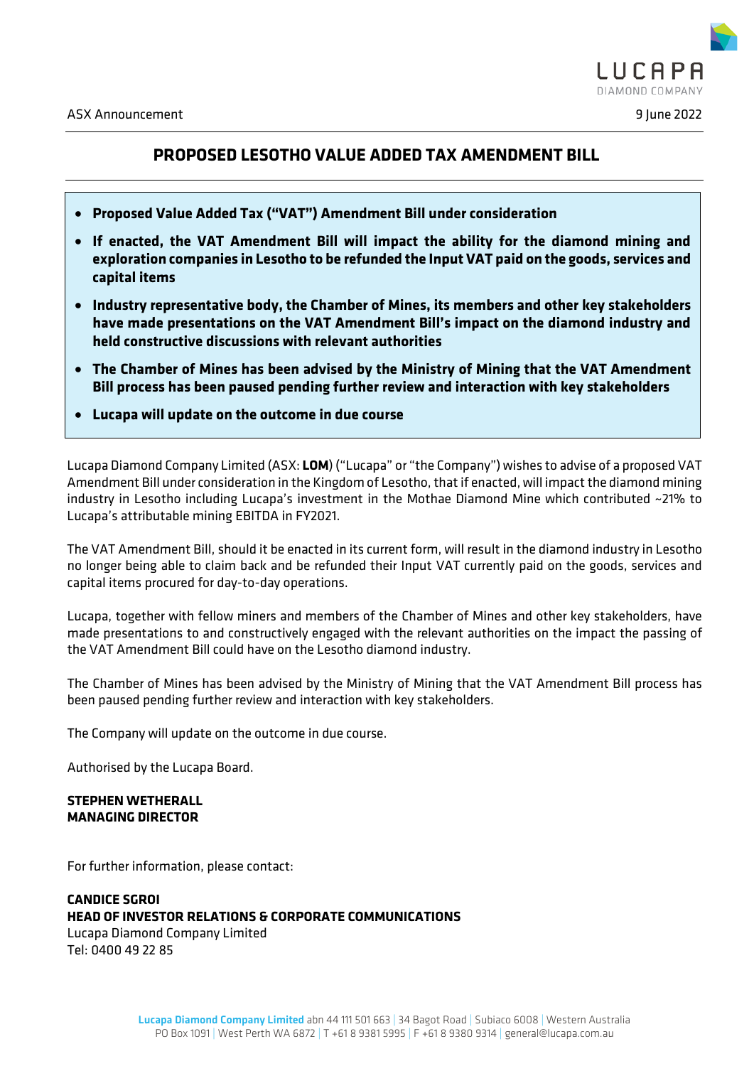ASX Announcement

9 June 2022

# PROPOSED LESOTHO VALUE ADDED TAX AMENDMENT BILL

- **Proposed Value Added Tax ("VAT") Amendment Bill under consideration**
- **If enacted, the VAT Amendment Bill will impact the ability for the diamond mining and exploration companies in Lesotho to be refunded the Input VAT paid on the goods, services and capital items**
- **Industry representative body, the Chamber of Mines, its members and other key stakeholders have made presentations on the VAT Amendment Bill's impact on the diamond industry and held constructive discussions with relevant authorities**
- **The Chamber of Mines has been advised by the Ministry of Mining that the VAT Amendment Bill process has been paused pending further review and interaction with key stakeholders**
- **Lucapa will update on the outcome in due course**

Lucapa Diamond Company Limited (ASX: **LOM**) ("Lucapa" or "the Company") wishes to advise of a proposed VAT Amendment Bill under consideration in the Kingdom of Lesotho, that if enacted, will impact the diamond mining industry in Lesotho including Lucapa's investment in the Mothae Diamond Mine which contributed ~21% to Lucapa's attributable mining EBITDA in FY2021.

The VAT Amendment Bill, should it be enacted in its current form, will result in the diamond industry in Lesotho no longer being able to claim back and be refunded their Input VAT currently paid on the goods, services and capital items procured for day-to-day operations.

Lucapa, together with fellow miners and members of the Chamber of Mines and other key stakeholders, have made presentations to and constructively engaged with the relevant authorities on the impact the passing of the VAT Amendment Bill could have on the Lesotho diamond industry.

The Chamber of Mines has been advised by the Ministry of Mining that the VAT Amendment Bill process has been paused pending further review and interaction with key stakeholders.

The Company will update on the outcome in due course.

Authorised by the Lucapa Board.

**STEPHEN WETHERALL**
**MANAGING DIRECTOR**

For further information, please contact:

**CANDICE SGROI**
**HEAD OF INVESTOR RELATIONS & CORPORATE COMMUNICATIONS**
Lucapa Diamond Company Limited
Tel: 0400 49 22 85

Lucapa Diamond Company Limited abn 44 111 501 663 | 34 Bagot Road | Subiaco 6008 | Western Australia
PO Box 1091 | West Perth WA 6872 | T +61 8 9381 5995 | F +61 8 9380 9314 | general@lucapa.com.au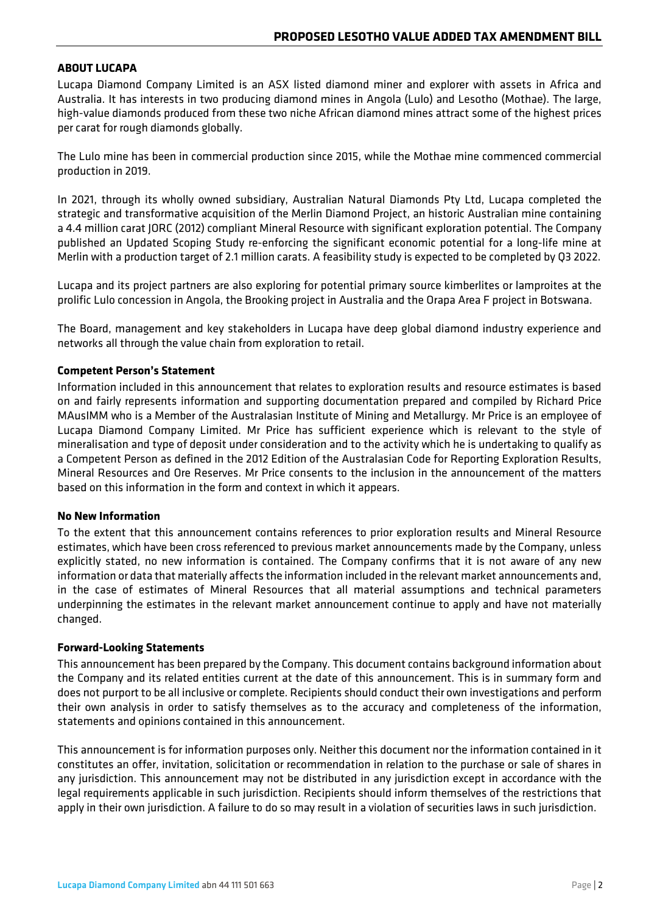## ABOUT LUCAPA

Lucapa Diamond Company Limited is an ASX listed diamond miner and explorer with assets in Africa and Australia. It has interests in two producing diamond mines in Angola (Lulo) and Lesotho (Mothae). The large, high-value diamonds produced from these two niche African diamond mines attract some of the highest prices per carat for rough diamonds globally.

The Lulo mine has been in commercial production since 2015, while the Mothae mine commenced commercial production in 2019.

In 2021, through its wholly owned subsidiary, Australian Natural Diamonds Pty Ltd, Lucapa completed the strategic and transformative acquisition of the Merlin Diamond Project, an historic Australian mine containing a 4.4 million carat JORC (2012) compliant Mineral Resource with significant exploration potential. The Company published an Updated Scoping Study re-enforcing the significant economic potential for a long-life mine at Merlin with a production target of 2.1 million carats. A feasibility study is expected to be completed by Q3 2022.

Lucapa and its project partners are also exploring for potential primary source kimberlites or lamproites at the prolific Lulo concession in Angola, the Brooking project in Australia and the Orapa Area F project in Botswana.

The Board, management and key stakeholders in Lucapa have deep global diamond industry experience and networks all through the value chain from exploration to retail.

### Competent Person's Statement

Information included in this announcement that relates to exploration results and resource estimates is based on and fairly represents information and supporting documentation prepared and compiled by Richard Price MAusIMM who is a Member of the Australasian Institute of Mining and Metallurgy. Mr Price is an employee of Lucapa Diamond Company Limited. Mr Price has sufficient experience which is relevant to the style of mineralisation and type of deposit under consideration and to the activity which he is undertaking to qualify as a Competent Person as defined in the 2012 Edition of the Australasian Code for Reporting Exploration Results, Mineral Resources and Ore Reserves. Mr Price consents to the inclusion in the announcement of the matters based on this information in the form and context in which it appears.

### No New Information

To the extent that this announcement contains references to prior exploration results and Mineral Resource estimates, which have been cross referenced to previous market announcements made by the Company, unless explicitly stated, no new information is contained. The Company confirms that it is not aware of any new information or data that materially affects the information included in the relevant market announcements and, in the case of estimates of Mineral Resources that all material assumptions and technical parameters underpinning the estimates in the relevant market announcement continue to apply and have not materially changed.

### Forward-Looking Statements

This announcement has been prepared by the Company. This document contains background information about the Company and its related entities current at the date of this announcement. This is in summary form and does not purport to be all inclusive or complete. Recipients should conduct their own investigations and perform their own analysis in order to satisfy themselves as to the accuracy and completeness of the information, statements and opinions contained in this announcement.

This announcement is for information purposes only. Neither this document nor the information contained in it constitutes an offer, invitation, solicitation or recommendation in relation to the purchase or sale of shares in any jurisdiction. This announcement may not be distributed in any jurisdiction except in accordance with the legal requirements applicable in such jurisdiction. Recipients should inform themselves of the restrictions that apply in their own jurisdiction. A failure to do so may result in a violation of securities laws in such jurisdiction.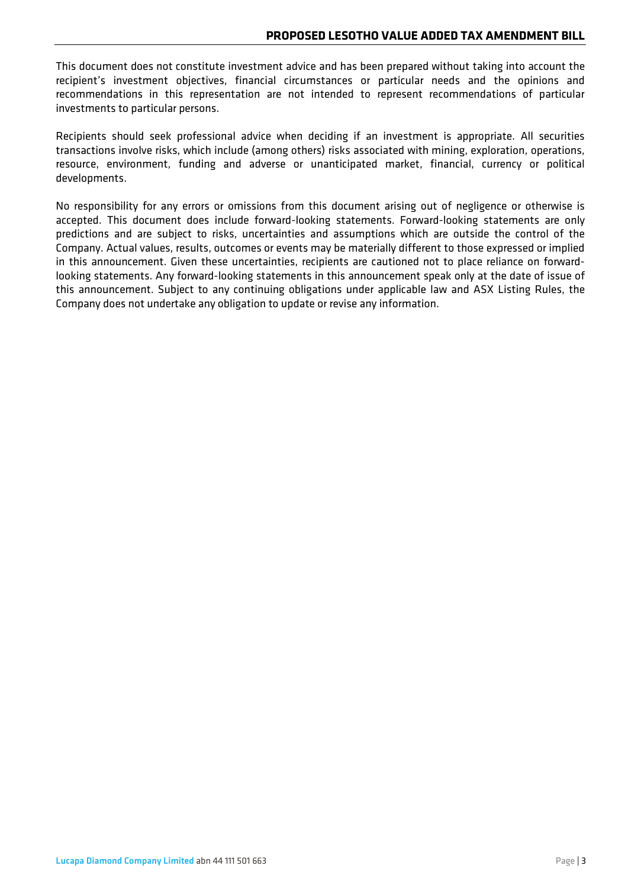This document does not constitute investment advice and has been prepared without taking into account the recipient's investment objectives, financial circumstances or particular needs and the opinions and recommendations in this representation are not intended to represent recommendations of particular investments to particular persons.

Recipients should seek professional advice when deciding if an investment is appropriate. All securities transactions involve risks, which include (among others) risks associated with mining, exploration, operations, resource, environment, funding and adverse or unanticipated market, financial, currency or political developments.

No responsibility for any errors or omissions from this document arising out of negligence or otherwise is accepted. This document does include forward-looking statements. Forward-looking statements are only predictions and are subject to risks, uncertainties and assumptions which are outside the control of the Company. Actual values, results, outcomes or events may be materially different to those expressed or implied in this announcement. Given these uncertainties, recipients are cautioned not to place reliance on forward-looking statements. Any forward-looking statements in this announcement speak only at the date of issue of this announcement. Subject to any continuing obligations under applicable law and ASX Listing Rules, the Company does not undertake any obligation to update or revise any information.